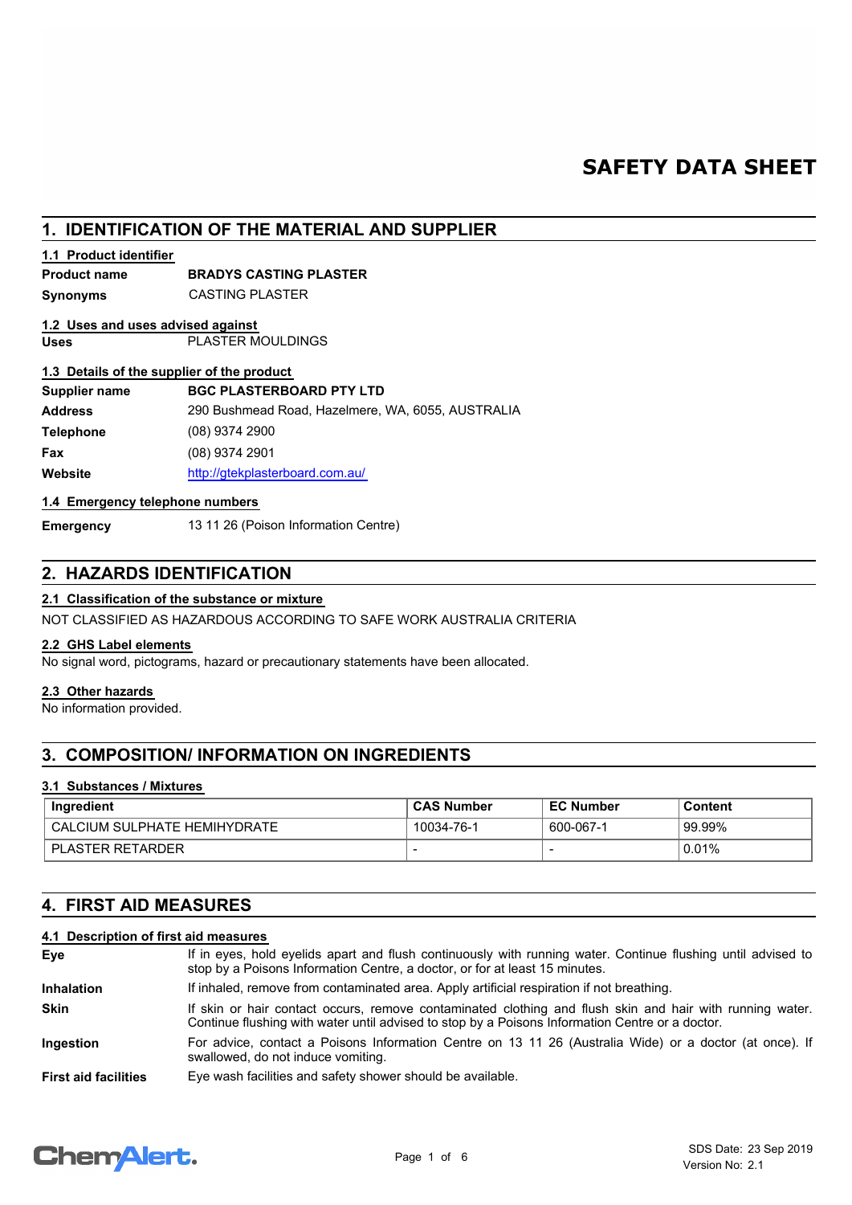# SAFETY DATA SHEET

## 1. IDENTIFICATION OF THE MATERIAL AND SUPPLIER

### 1.1 Product identifier

| | |
|---|---|
| **Product name** | **BRADYS CASTING PLASTER** |
| **Synonyms** | CASTING PLASTER |

### 1.2 Uses and uses advised against

| | |
|---|---|
| **Uses** | PLASTER MOULDINGS |

### 1.3 Details of the supplier of the product

| | |
|---|---|
| **Supplier name** | **BGC PLASTERBOARD PTY LTD** |
| **Address** | 290 Bushmead Road, Hazelmere, WA, 6055, AUSTRALIA |
| **Telephone** | (08) 9374 2900 |
| **Fax** | (08) 9374 2901 |
| **Website** | http://gtekplasterboard.com.au/ |

### 1.4 Emergency telephone numbers

| | |
|---|---|
| **Emergency** | 13 11 26 (Poison Information Centre) |

## 2. HAZARDS IDENTIFICATION

### 2.1 Classification of the substance or mixture

NOT CLASSIFIED AS HAZARDOUS ACCORDING TO SAFE WORK AUSTRALIA CRITERIA

### 2.2 GHS Label elements

No signal word, pictograms, hazard or precautionary statements have been allocated.

### 2.3 Other hazards

No information provided.

## 3. COMPOSITION/ INFORMATION ON INGREDIENTS

### 3.1 Substances / Mixtures

| Ingredient | CAS Number | EC Number | Content |
|---|---|---|---|
| CALCIUM SULPHATE HEMIHYDRATE | 10034-76-1 | 600-067-1 | 99.99% |
| PLASTER RETARDER | - | - | 0.01% |

## 4. FIRST AID MEASURES

### 4.1 Description of first aid measures

| | |
|---|---|
| **Eye** | If in eyes, hold eyelids apart and flush continuously with running water. Continue flushing until advised to stop by a Poisons Information Centre, a doctor, or for at least 15 minutes. |
| **Inhalation** | If inhaled, remove from contaminated area. Apply artificial respiration if not breathing. |
| **Skin** | If skin or hair contact occurs, remove contaminated clothing and flush skin and hair with running water. Continue flushing with water until advised to stop by a Poisons Information Centre or a doctor. |
| **Ingestion** | For advice, contact a Poisons Information Centre on 13 11 26 (Australia Wide) or a doctor (at once). If swallowed, do not induce vomiting. |
| **First aid facilities** | Eye wash facilities and safety shower should be available. |

SDS Date: 23 Sep 2019
Version No: 2.1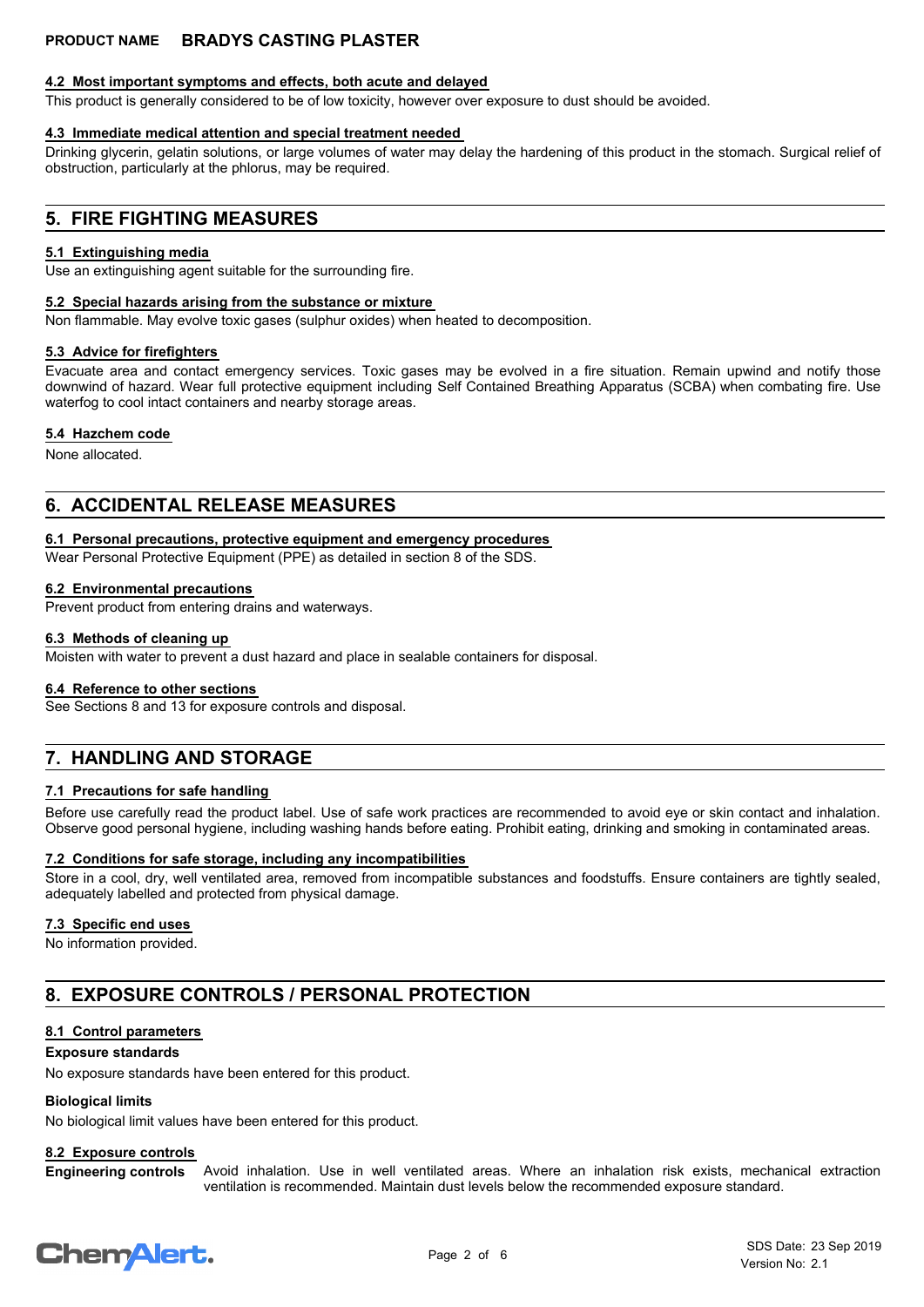#### 4.2 Most important symptoms and effects, both acute and delayed

This product is generally considered to be of low toxicity, however over exposure to dust should be avoided.

#### 4.3 Immediate medical attention and special treatment needed

Drinking glycerin, gelatin solutions, or large volumes of water may delay the hardening of this product in the stomach. Surgical relief of obstruction, particularly at the phlorus, may be required.

## 5. FIRE FIGHTING MEASURES

#### 5.1 Extinguishing media

Use an extinguishing agent suitable for the surrounding fire.

#### 5.2 Special hazards arising from the substance or mixture

Non flammable. May evolve toxic gases (sulphur oxides) when heated to decomposition.

#### 5.3 Advice for firefighters

Evacuate area and contact emergency services. Toxic gases may be evolved in a fire situation. Remain upwind and notify those downwind of hazard. Wear full protective equipment including Self Contained Breathing Apparatus (SCBA) when combating fire. Use waterfog to cool intact containers and nearby storage areas.

#### 5.4 Hazchem code

None allocated.

## 6. ACCIDENTAL RELEASE MEASURES

#### 6.1 Personal precautions, protective equipment and emergency procedures

Wear Personal Protective Equipment (PPE) as detailed in section 8 of the SDS.

#### 6.2 Environmental precautions

Prevent product from entering drains and waterways.

#### 6.3 Methods of cleaning up

Moisten with water to prevent a dust hazard and place in sealable containers for disposal.

#### 6.4 Reference to other sections

See Sections 8 and 13 for exposure controls and disposal.

## 7. HANDLING AND STORAGE

#### 7.1 Precautions for safe handling

Before use carefully read the product label. Use of safe work practices are recommended to avoid eye or skin contact and inhalation. Observe good personal hygiene, including washing hands before eating. Prohibit eating, drinking and smoking in contaminated areas.

#### 7.2 Conditions for safe storage, including any incompatibilities

Store in a cool, dry, well ventilated area, removed from incompatible substances and foodstuffs. Ensure containers are tightly sealed, adequately labelled and protected from physical damage.

#### 7.3 Specific end uses

No information provided.

## 8. EXPOSURE CONTROLS / PERSONAL PROTECTION

#### 8.1 Control parameters

**Exposure standards**

No exposure standards have been entered for this product.

**Biological limits**

No biological limit values have been entered for this product.

#### 8.2 Exposure controls

**Engineering controls** Avoid inhalation. Use in well ventilated areas. Where an inhalation risk exists, mechanical extraction ventilation is recommended. Maintain dust levels below the recommended exposure standard.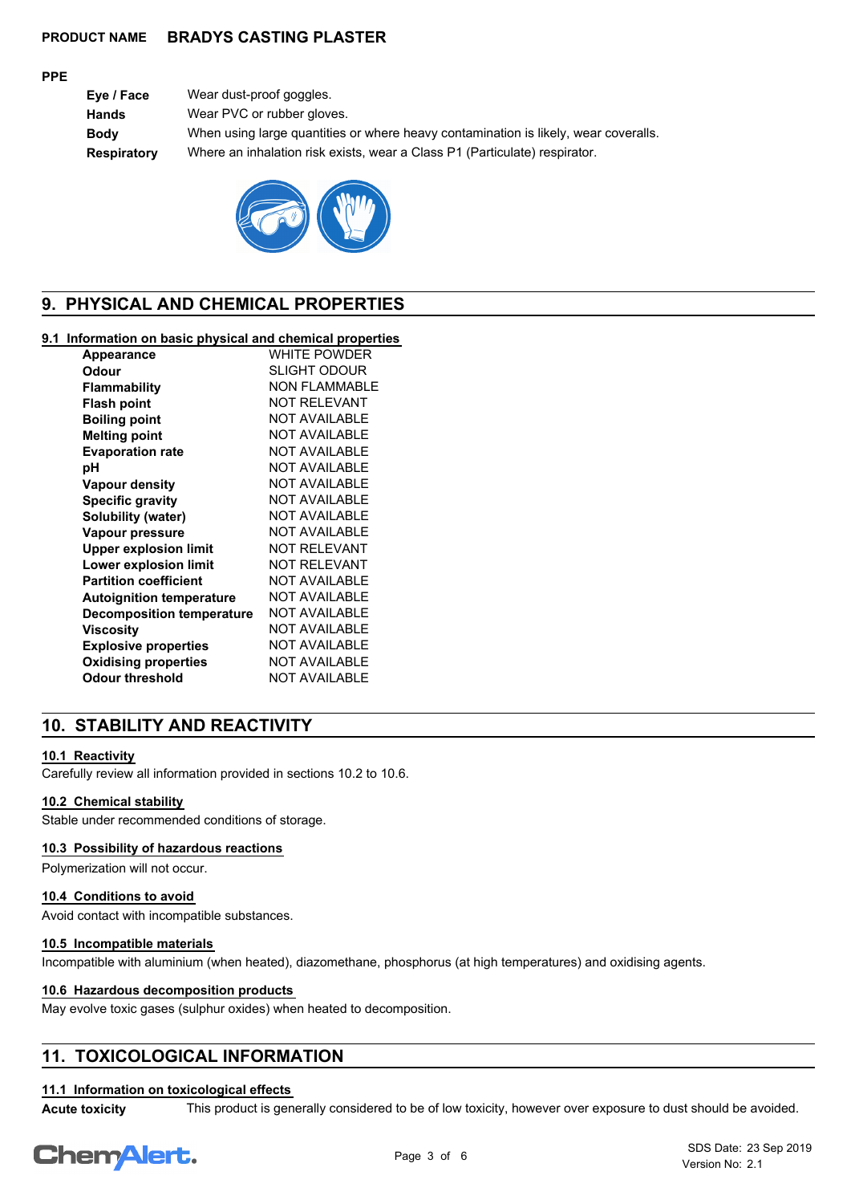**PRODUCT NAME BRADYS CASTING PLASTER**

**PPE**

| | |
|---|---|
| **Eye / Face** | Wear dust-proof goggles. |
| **Hands** | Wear PVC or rubber gloves. |
| **Body** | When using large quantities or where heavy contamination is likely, wear coveralls. |
| **Respiratory** | Where an inhalation risk exists, wear a Class P1 (Particulate) respirator. |

## 9. PHYSICAL AND CHEMICAL PROPERTIES

### 9.1 Information on basic physical and chemical properties

| | |
|---|---|
| **Appearance** | WHITE POWDER |
| **Odour** | SLIGHT ODOUR |
| **Flammability** | NON FLAMMABLE |
| **Flash point** | NOT RELEVANT |
| **Boiling point** | NOT AVAILABLE |
| **Melting point** | NOT AVAILABLE |
| **Evaporation rate** | NOT AVAILABLE |
| **pH** | NOT AVAILABLE |
| **Vapour density** | NOT AVAILABLE |
| **Specific gravity** | NOT AVAILABLE |
| **Solubility (water)** | NOT AVAILABLE |
| **Vapour pressure** | NOT AVAILABLE |
| **Upper explosion limit** | NOT RELEVANT |
| **Lower explosion limit** | NOT RELEVANT |
| **Partition coefficient** | NOT AVAILABLE |
| **Autoignition temperature** | NOT AVAILABLE |
| **Decomposition temperature** | NOT AVAILABLE |
| **Viscosity** | NOT AVAILABLE |
| **Explosive properties** | NOT AVAILABLE |
| **Oxidising properties** | NOT AVAILABLE |
| **Odour threshold** | NOT AVAILABLE |

## 10. STABILITY AND REACTIVITY

### 10.1 Reactivity

Carefully review all information provided in sections 10.2 to 10.6.

### 10.2 Chemical stability

Stable under recommended conditions of storage.

### 10.3 Possibility of hazardous reactions

Polymerization will not occur.

### 10.4 Conditions to avoid

Avoid contact with incompatible substances.

### 10.5 Incompatible materials

Incompatible with aluminium (when heated), diazomethane, phosphorus (at high temperatures) and oxidising agents.

### 10.6 Hazardous decomposition products

May evolve toxic gases (sulphur oxides) when heated to decomposition.

## 11. TOXICOLOGICAL INFORMATION

### 11.1 Information on toxicological effects

**Acute toxicity** This product is generally considered to be of low toxicity, however over exposure to dust should be avoided.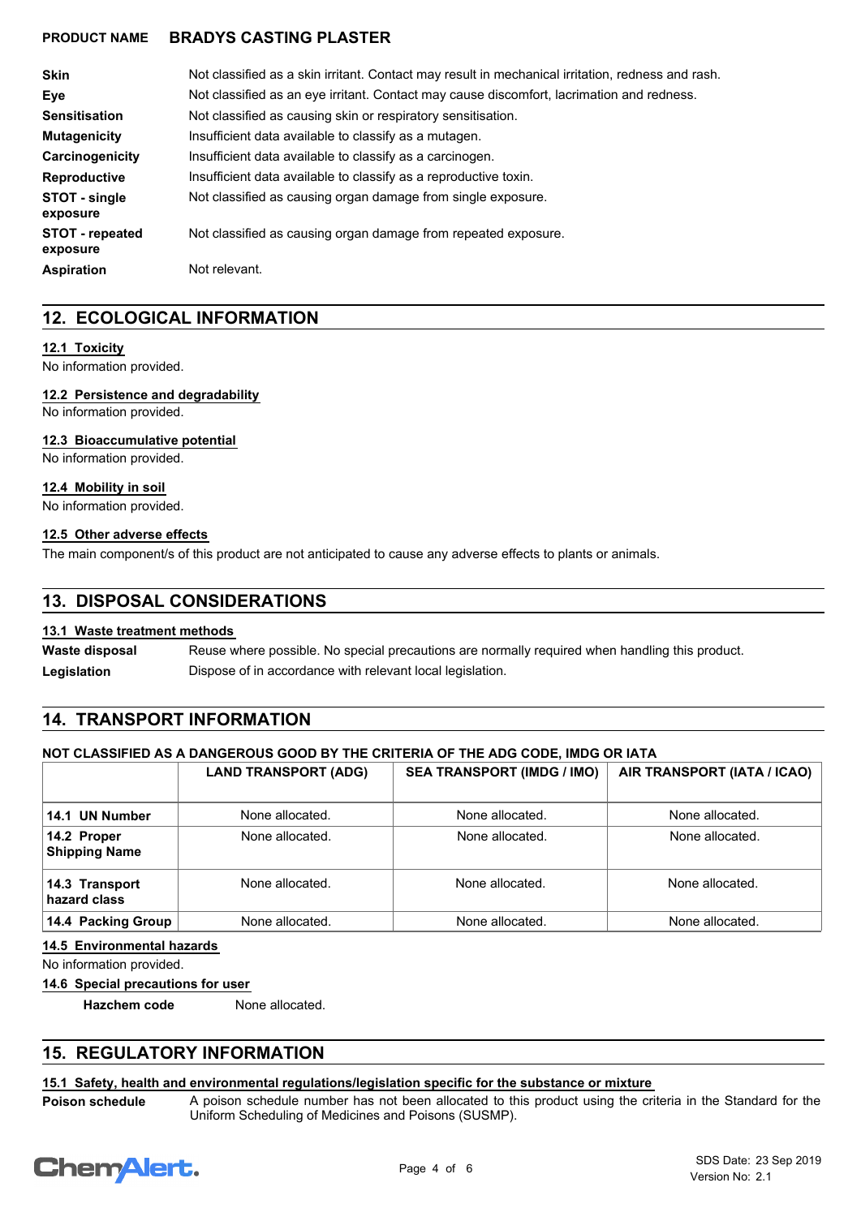**PRODUCT NAME BRADYS CASTING PLASTER**

| | |
|---|---|
| **Skin** | Not classified as a skin irritant. Contact may result in mechanical irritation, redness and rash. |
| **Eye** | Not classified as an eye irritant. Contact may cause discomfort, lacrimation and redness. |
| **Sensitisation** | Not classified as causing skin or respiratory sensitisation. |
| **Mutagenicity** | Insufficient data available to classify as a mutagen. |
| **Carcinogenicity** | Insufficient data available to classify as a carcinogen. |
| **Reproductive** | Insufficient data available to classify as a reproductive toxin. |
| **STOT - single exposure** | Not classified as causing organ damage from single exposure. |
| **STOT - repeated exposure** | Not classified as causing organ damage from repeated exposure. |
| **Aspiration** | Not relevant. |

## 12. ECOLOGICAL INFORMATION

### 12.1 Toxicity

No information provided.

### 12.2 Persistence and degradability

No information provided.

### 12.3 Bioaccumulative potential

No information provided.

### 12.4 Mobility in soil

No information provided.

### 12.5 Other adverse effects

The main component/s of this product are not anticipated to cause any adverse effects to plants or animals.

## 13. DISPOSAL CONSIDERATIONS

### 13.1 Waste treatment methods

| | |
|---|---|
| **Waste disposal** | Reuse where possible. No special precautions are normally required when handling this product. |
| **Legislation** | Dispose of in accordance with relevant local legislation. |

## 14. TRANSPORT INFORMATION

**NOT CLASSIFIED AS A DANGEROUS GOOD BY THE CRITERIA OF THE ADG CODE, IMDG OR IATA**

| | LAND TRANSPORT (ADG) | SEA TRANSPORT (IMDG / IMO) | AIR TRANSPORT (IATA / ICAO) |
|---|---|---|---|
| **14.1 UN Number** | None allocated. | None allocated. | None allocated. |
| **14.2 Proper Shipping Name** | None allocated. | None allocated. | None allocated. |
| **14.3 Transport hazard class** | None allocated. | None allocated. | None allocated. |
| **14.4 Packing Group** | None allocated. | None allocated. | None allocated. |

### 14.5 Environmental hazards

No information provided.

### 14.6 Special precautions for user

**Hazchem code** None allocated.

## 15. REGULATORY INFORMATION

### 15.1 Safety, health and environmental regulations/legislation specific for the substance or mixture

**Poison schedule** A poison schedule number has not been allocated to this product using the criteria in the Standard for the Uniform Scheduling of Medicines and Poisons (SUSMP).

SDS Date: 23 Sep 2019
Version No: 2.1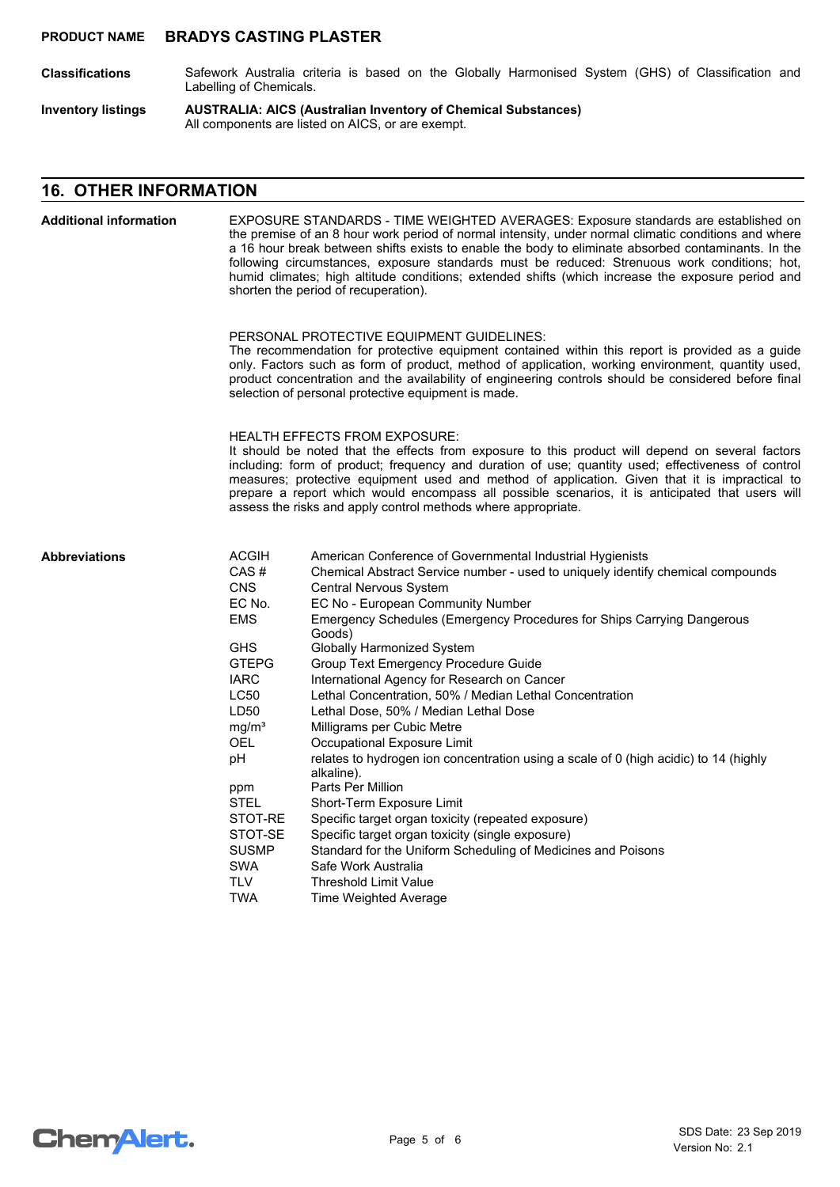**Classifications** Safework Australia criteria is based on the Globally Harmonised System (GHS) of Classification and Labelling of Chemicals.

**Inventory listings** **AUSTRALIA: AICS (Australian Inventory of Chemical Substances)**
All components are listed on AICS, or are exempt.

## 16. OTHER INFORMATION

**Additional information**

EXPOSURE STANDARDS - TIME WEIGHTED AVERAGES: Exposure standards are established on the premise of an 8 hour work period of normal intensity, under normal climatic conditions and where a 16 hour break between shifts exists to enable the body to eliminate absorbed contaminants. In the following circumstances, exposure standards must be reduced: Strenuous work conditions; hot, humid climates; high altitude conditions; extended shifts (which increase the exposure period and shorten the period of recuperation).

PERSONAL PROTECTIVE EQUIPMENT GUIDELINES:
The recommendation for protective equipment contained within this report is provided as a guide only. Factors such as form of product, method of application, working environment, quantity used, product concentration and the availability of engineering controls should be considered before final selection of personal protective equipment is made.

HEALTH EFFECTS FROM EXPOSURE:
It should be noted that the effects from exposure to this product will depend on several factors including: form of product; frequency and duration of use; quantity used; effectiveness of control measures; protective equipment used and method of application. Given that it is impractical to prepare a report which would encompass all possible scenarios, it is anticipated that users will assess the risks and apply control methods where appropriate.

**Abbreviations**

| | |
|---|---|
| ACGIH | American Conference of Governmental Industrial Hygienists |
| CAS # | Chemical Abstract Service number - used to uniquely identify chemical compounds |
| CNS | Central Nervous System |
| EC No. | EC No - European Community Number |
| EMS | Emergency Schedules (Emergency Procedures for Ships Carrying Dangerous Goods) |
| GHS | Globally Harmonized System |
| GTEPG | Group Text Emergency Procedure Guide |
| IARC | International Agency for Research on Cancer |
| LC50 | Lethal Concentration, 50% / Median Lethal Concentration |
| LD50 | Lethal Dose, 50% / Median Lethal Dose |
| $mg/m^3$ | Milligrams per Cubic Metre |
| OEL | Occupational Exposure Limit |
| pH | relates to hydrogen ion concentration using a scale of 0 (high acidic) to 14 (highly alkaline). |
| ppm | Parts Per Million |
| STEL | Short-Term Exposure Limit |
| STOT-RE | Specific target organ toxicity (repeated exposure) |
| STOT-SE | Specific target organ toxicity (single exposure) |
| SUSMP | Standard for the Uniform Scheduling of Medicines and Poisons |
| SWA | Safe Work Australia |
| TLV | Threshold Limit Value |
| TWA | Time Weighted Average |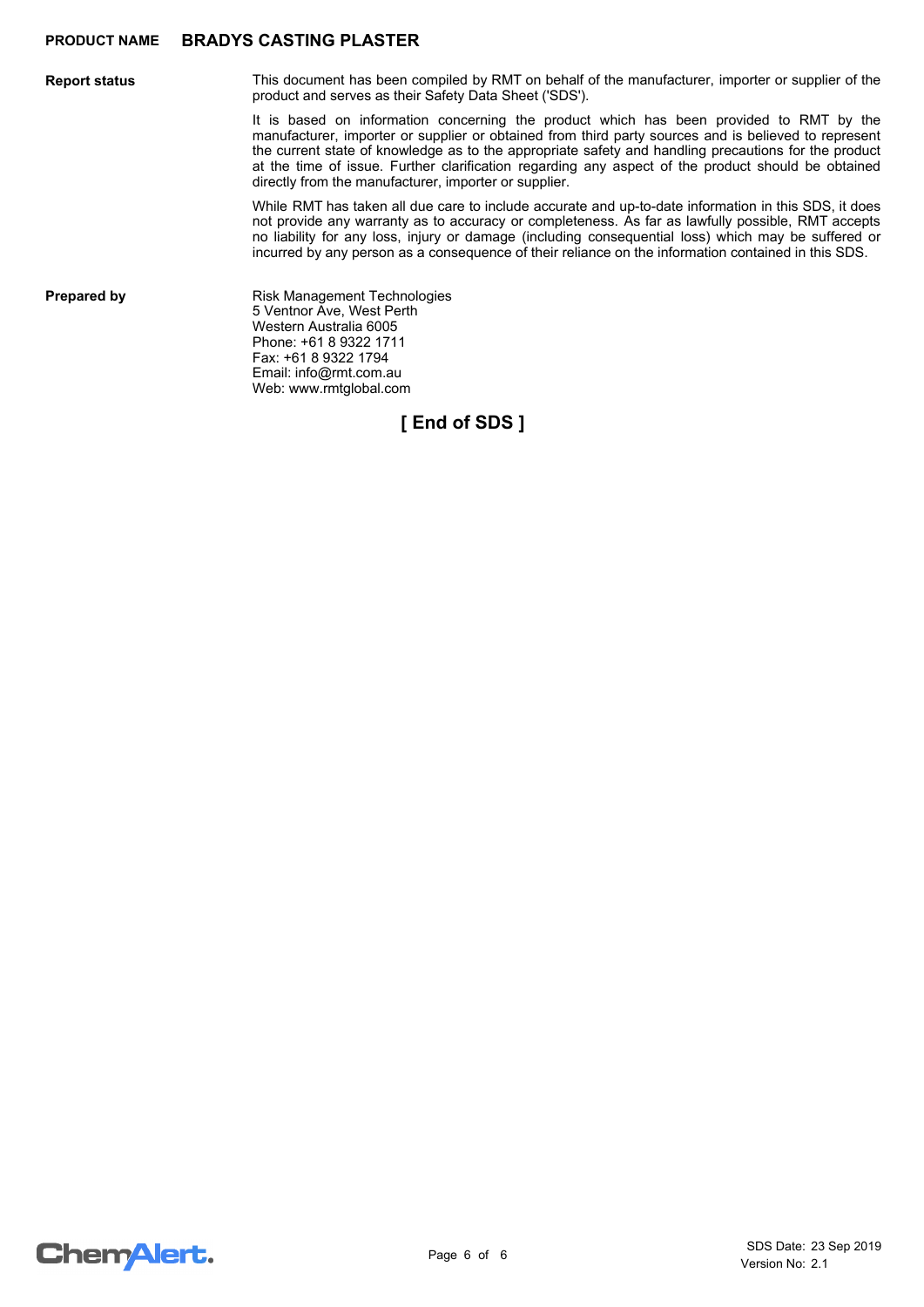**Report status**

This document has been compiled by RMT on behalf of the manufacturer, importer or supplier of the product and serves as their Safety Data Sheet ('SDS').

It is based on information concerning the product which has been provided to RMT by the manufacturer, importer or supplier or obtained from third party sources and is believed to represent the current state of knowledge as to the appropriate safety and handling precautions for the product at the time of issue. Further clarification regarding any aspect of the product should be obtained directly from the manufacturer, importer or supplier.

While RMT has taken all due care to include accurate and up-to-date information in this SDS, it does not provide any warranty as to accuracy or completeness. As far as lawfully possible, RMT accepts no liability for any loss, injury or damage (including consequential loss) which may be suffered or incurred by any person as a consequence of their reliance on the information contained in this SDS.

**Prepared by**

Risk Management Technologies
5 Ventnor Ave, West Perth
Western Australia 6005
Phone: +61 8 9322 1711
Fax: +61 8 9322 1794
Email: info@rmt.com.au
Web: www.rmtglobal.com

**[ End of SDS ]**